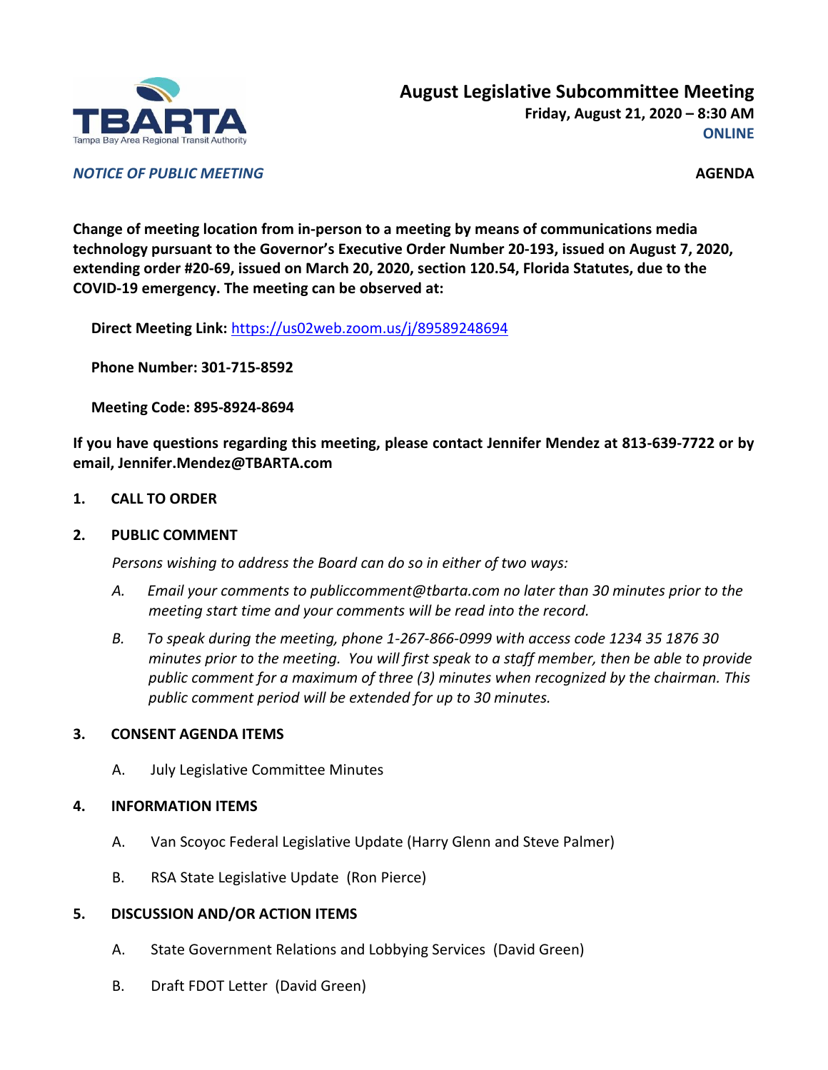TBARTA

Tampa Bay Area Regional Transit Authority

# August Legislative Subcommittee Meeting

**Friday, August 21, 2020 – 8:30 AM**

**ONLINE**

***NOTICE OF PUBLIC MEETING***

**AGENDA**

**Change of meeting location from in-person to a meeting by means of communications media technology pursuant to the Governor's Executive Order Number 20-193, issued on August 7, 2020, extending order #20-69, issued on March 20, 2020, section 120.54, Florida Statutes, due to the COVID-19 emergency. The meeting can be observed at:**

**Direct Meeting Link:** https://us02web.zoom.us/j/89589248694

**Phone Number: 301-715-8592**

**Meeting Code: 895-8924-8694**

**If you have questions regarding this meeting, please contact Jennifer Mendez at 813-639-7722 or by email, Jennifer.Mendez@TBARTA.com**

**1. CALL TO ORDER**

**2. PUBLIC COMMENT**

*Persons wishing to address the Board can do so in either of two ways:*

*A. Email your comments to publiccomment@tbarta.com no later than 30 minutes prior to the meeting start time and your comments will be read into the record.*

*B. To speak during the meeting, phone 1-267-866-0999 with access code 1234 35 1876 30 minutes prior to the meeting. You will first speak to a staff member, then be able to provide public comment for a maximum of three (3) minutes when recognized by the chairman. This public comment period will be extended for up to 30 minutes.*

**3. CONSENT AGENDA ITEMS**

A. July Legislative Committee Minutes

**4. INFORMATION ITEMS**

A. Van Scoyoc Federal Legislative Update (Harry Glenn and Steve Palmer)

B. RSA State Legislative Update (Ron Pierce)

**5. DISCUSSION AND/OR ACTION ITEMS**

A. State Government Relations and Lobbying Services (David Green)

B. Draft FDOT Letter (David Green)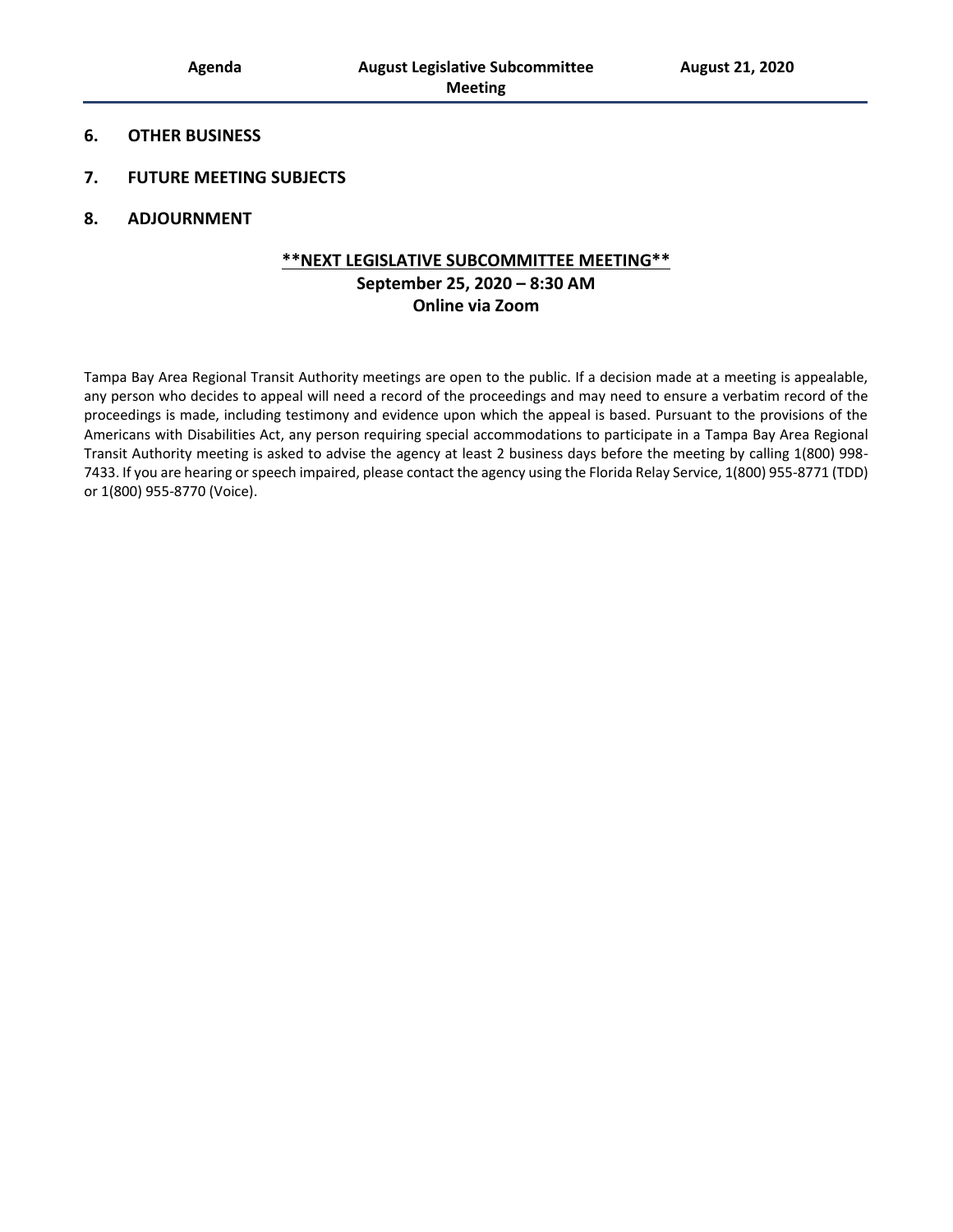## 6. OTHER BUSINESS

## 7. FUTURE MEETING SUBJECTS

## 8. ADJOURNMENT

**<u>**NEXT LEGISLATIVE SUBCOMMITTEE MEETING**</u>**

**September 25, 2020 – 8:30 AM**

**Online via Zoom**

Tampa Bay Area Regional Transit Authority meetings are open to the public. If a decision made at a meeting is appealable, any person who decides to appeal will need a record of the proceedings and may need to ensure a verbatim record of the proceedings is made, including testimony and evidence upon which the appeal is based. Pursuant to the provisions of the Americans with Disabilities Act, any person requiring special accommodations to participate in a Tampa Bay Area Regional Transit Authority meeting is asked to advise the agency at least 2 business days before the meeting by calling 1(800) 998-7433. If you are hearing or speech impaired, please contact the agency using the Florida Relay Service, 1(800) 955-8771 (TDD) or 1(800) 955-8770 (Voice).